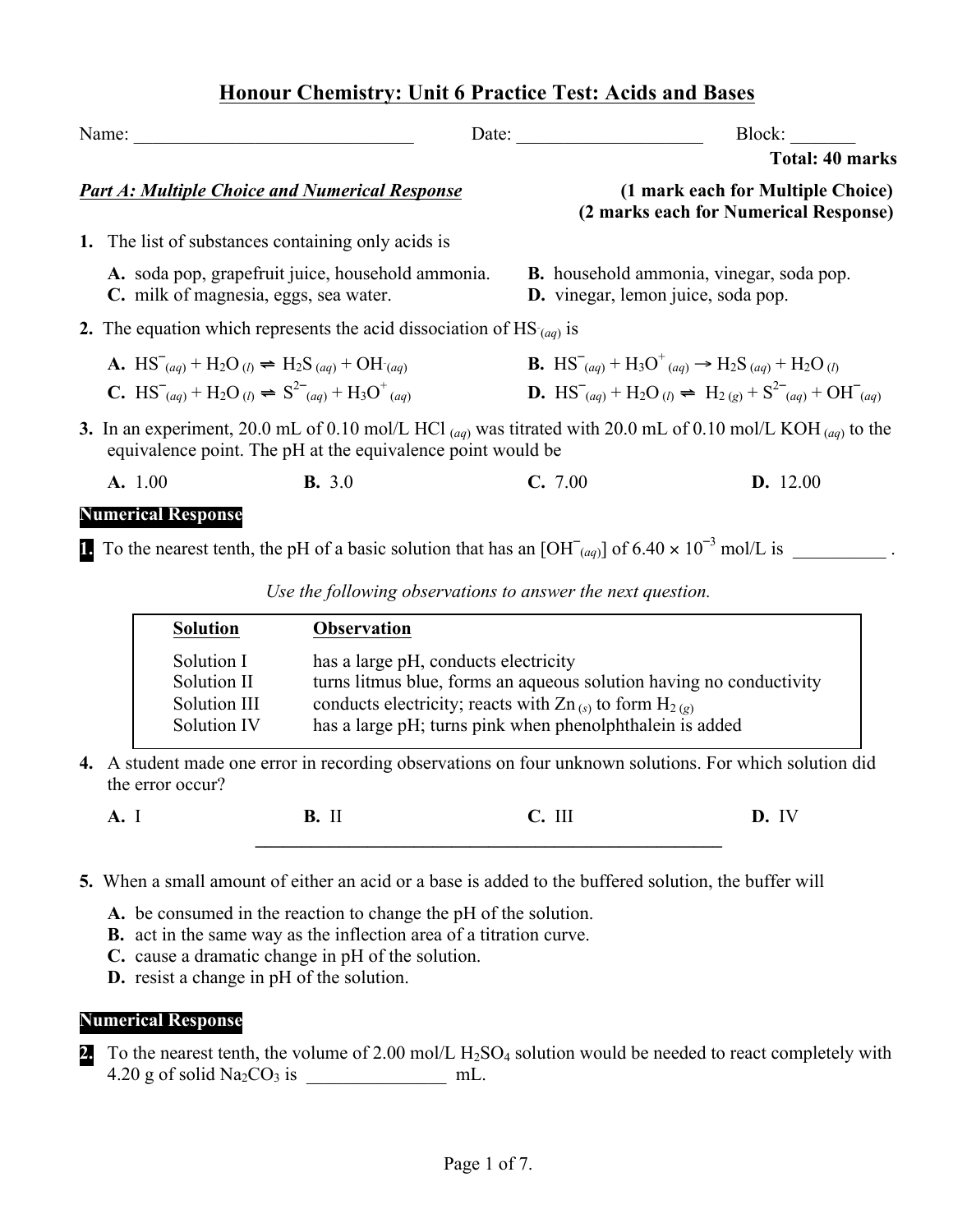# Honour Chemistry: Unit 6 Practice Test: Acids and Bases

Name: ______________________________ Date: ____________________ Block: _______

**Total: 40 marks**

***Part A: Multiple Choice and Numerical Response*** **(1 mark each for Multiple Choice)**
**(2 marks each for Numerical Response)**

**1.** The list of substances containing only acids is

**A.** soda pop, grapefruit juice, household ammonia.
**B.** household ammonia, vinegar, soda pop.
**C.** milk of magnesia, eggs, sea water.
**D.** vinegar, lemon juice, soda pop.

**2.** The equation which represents the acid dissociation of $HS^-_{(aq)}$ is

**A.** $HS^-_{(aq)} + H_2O_{(l)} \rightleftharpoons H_2S_{(aq)} + OH^-_{(aq)}$
**B.** $HS^-_{(aq)} + H_3O^+_{(aq)} \rightarrow H_2S_{(aq)} + H_2O_{(l)}$
**C.** $HS^-_{(aq)} + H_2O_{(l)} \rightleftharpoons S^{2-}_{(aq)} + H_3O^+_{(aq)}$
**D.** $HS^-_{(aq)} + H_2O_{(l)} \rightleftharpoons H_{2(g)} + S^{2-}_{(aq)} + OH^-_{(aq)}$

**3.** In an experiment, 20.0 mL of 0.10 mol/L HCl $_{(aq)}$ was titrated with 20.0 mL of 0.10 mol/L KOH $_{(aq)}$ to the equivalence point. The pH at the equivalence point would be

**A.** 1.00 **B.** 3.0 **C.** 7.00 **D.** 12.00

**Numerical Response**

**1.** To the nearest tenth, the pH of a basic solution that has an $[OH^-_{(aq)}]$ of $6.40 \times 10^{-3}$ mol/L is __________ .

*Use the following observations to answer the next question.*

| Solution | Observation |
|---|---|
| Solution I | has a large pH, conducts electricity |
| Solution II | turns litmus blue, forms an aqueous solution having no conductivity |
| Solution III | conducts electricity; reacts with $Zn_{(s)}$ to form $H_{2(g)}$ |
| Solution IV | has a large pH; turns pink when phenolphthalein is added |

**4.** A student made one error in recording observations on four unknown solutions. For which solution did the error occur?

**A.** I **B.** II **C.** III **D.** IV

---

**5.** When a small amount of either an acid or a base is added to the buffered solution, the buffer will

**A.** be consumed in the reaction to change the pH of the solution.
**B.** act in the same way as the inflection area of a titration curve.
**C.** cause a dramatic change in pH of the solution.
**D.** resist a change in pH of the solution.

**Numerical Response**

**2.** To the nearest tenth, the volume of 2.00 mol/L $H_2SO_4$ solution would be needed to react completely with 4.20 g of solid $Na_2CO_3$ is _______________ mL.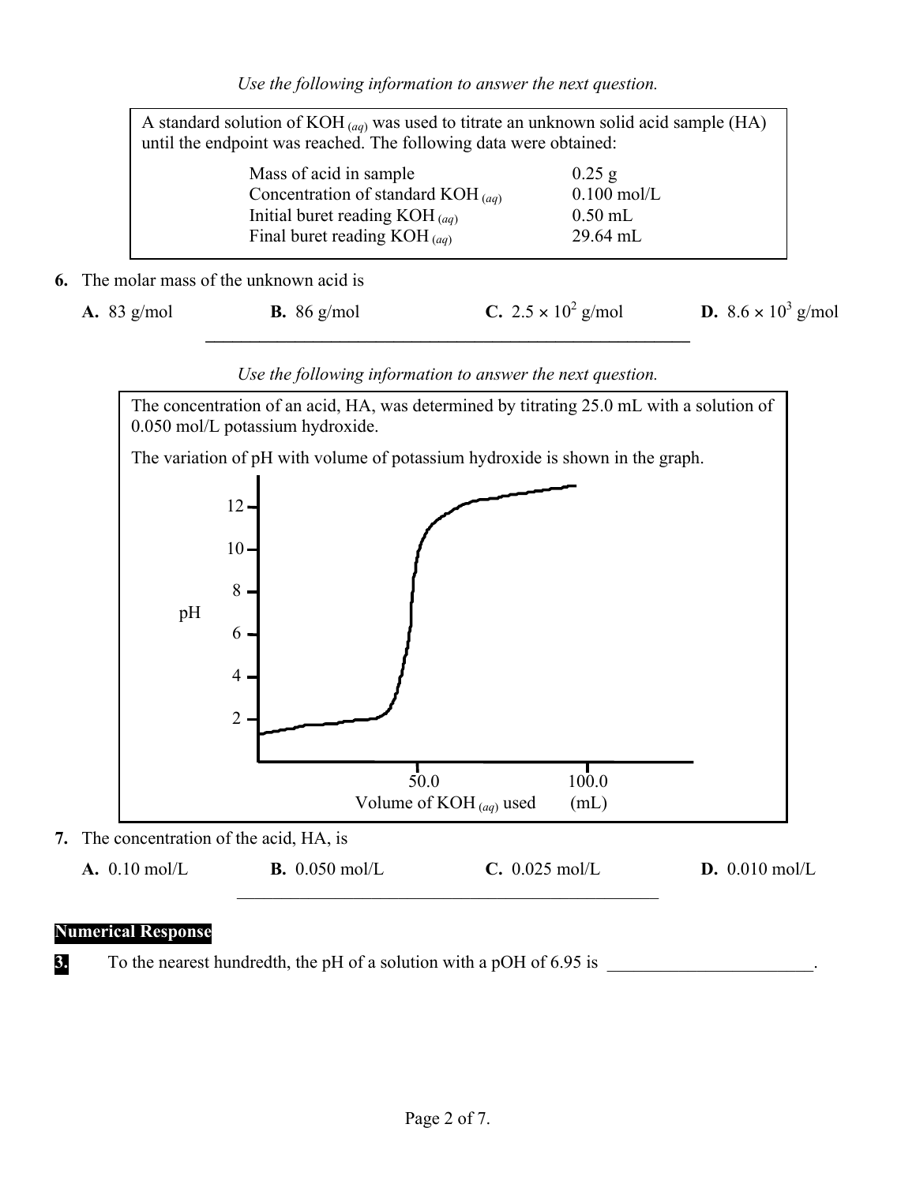*Use the following information to answer the next question.*

A standard solution of $KOH_{(aq)}$ was used to titrate an unknown solid acid sample (HA) until the endpoint was reached. The following data were obtained:

| | |
|---|---|
| Mass of acid in sample | 0.25 g |
| Concentration of standard $KOH_{(aq)}$ | 0.100 mol/L |
| Initial buret reading $KOH_{(aq)}$ | 0.50 mL |
| Final buret reading $KOH_{(aq)}$ | 29.64 mL |

**6.** The molar mass of the unknown acid is

**A.** 83 g/mol **B.** 86 g/mol **C.** $2.5 \times 10^2$ g/mol **D.** $8.6 \times 10^3$ g/mol

---

*Use the following information to answer the next question.*

The concentration of an acid, HA, was determined by titrating 25.0 mL with a solution of 0.050 mol/L potassium hydroxide.

The variation of pH with volume of potassium hydroxide is shown in the graph.

pH: 2, 4, 6, 8, 10, 12

Volume of $KOH_{(aq)}$ used (mL): 50.0, 100.0

**7.** The concentration of the acid, HA, is

**A.** 0.10 mol/L **B.** 0.050 mol/L **C.** 0.025 mol/L **D.** 0.010 mol/L

---

**Numerical Response**

**3.** To the nearest hundredth, the pH of a solution with a pOH of 6.95 is ________________________.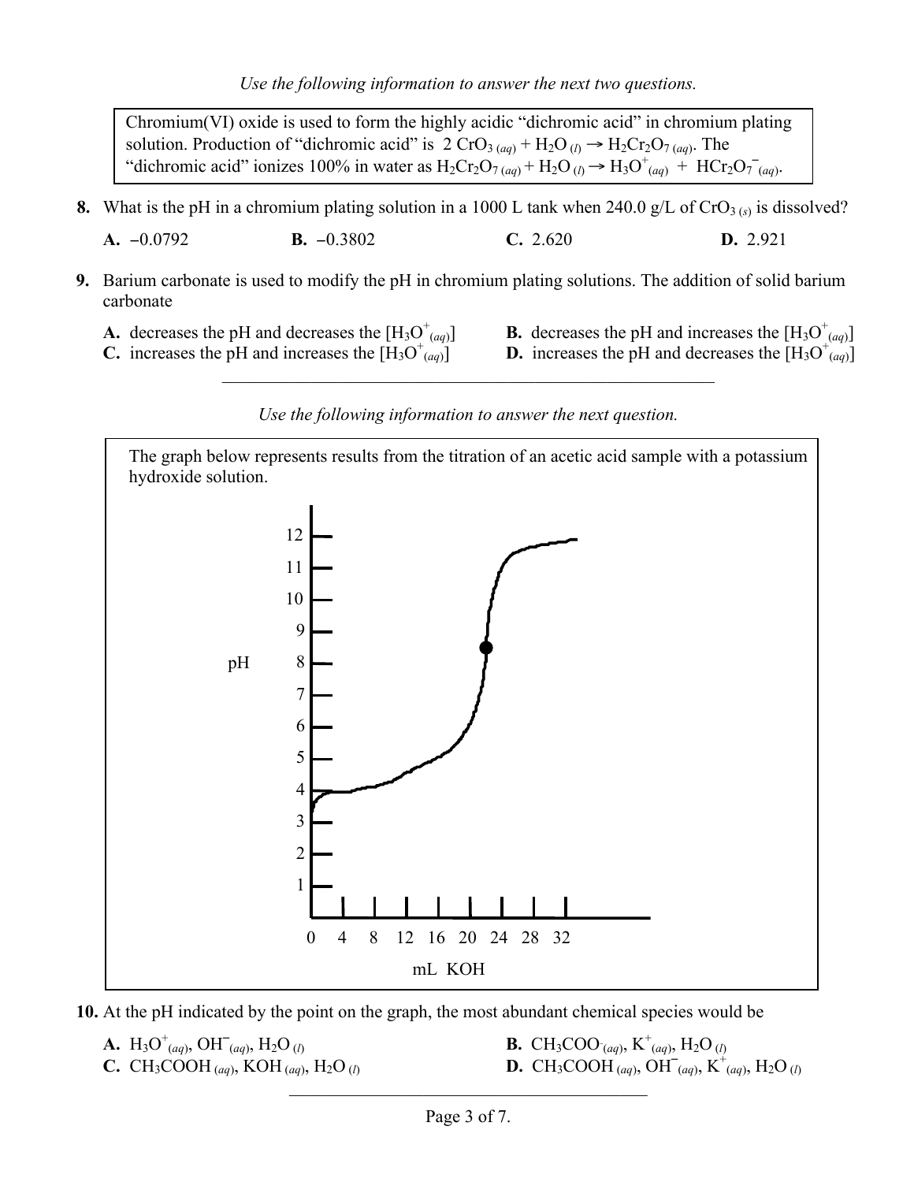*Use the following information to answer the next two questions.*

Chromium(VI) oxide is used to form the highly acidic "dichromic acid" in chromium plating solution. Production of "dichromic acid" is $2\ CrO_{3\,(aq)} + H_2O_{(l)} \rightarrow H_2Cr_2O_{7\,(aq)}$. The "dichromic acid" ionizes 100% in water as $H_2Cr_2O_{7\,(aq)} + H_2O_{(l)} \rightarrow H_3O^+_{(aq)} + HCr_2O_7^-{}_{(aq)}$.

**8.** What is the pH in a chromium plating solution in a 1000 L tank when 240.0 g/L of $CrO_{3\,(s)}$ is dissolved?

**A.** −0.0792 **B.** −0.3802 **C.** 2.620 **D.** 2.921

**9.** Barium carbonate is used to modify the pH in chromium plating solutions. The addition of solid barium carbonate

**A.** decreases the pH and decreases the $[H_3O^+_{(aq)}]$

**B.** decreases the pH and increases the $[H_3O^+_{(aq)}]$

**C.** increases the pH and increases the $[H_3O^+_{(aq)}]$

**D.** increases the pH and decreases the $[H_3O^+_{(aq)}]$

---

*Use the following information to answer the next question.*

The graph below represents results from the titration of an acetic acid sample with a potassium hydroxide solution.

pH

12
11
10
9
8
7
6
5
4
3
2
1

0 4 8 12 16 20 24 28 32

mL KOH

**10.** At the pH indicated by the point on the graph, the most abundant chemical species would be

**A.** $H_3O^+_{(aq)}$, $OH^-_{(aq)}$, $H_2O_{(l)}$

**B.** $CH_3COO^-_{(aq)}$, $K^+_{(aq)}$, $H_2O_{(l)}$

**C.** $CH_3COOH_{(aq)}$, $KOH_{(aq)}$, $H_2O_{(l)}$

**D.** $CH_3COOH_{(aq)}$, $OH^-_{(aq)}$, $K^+_{(aq)}$, $H_2O_{(l)}$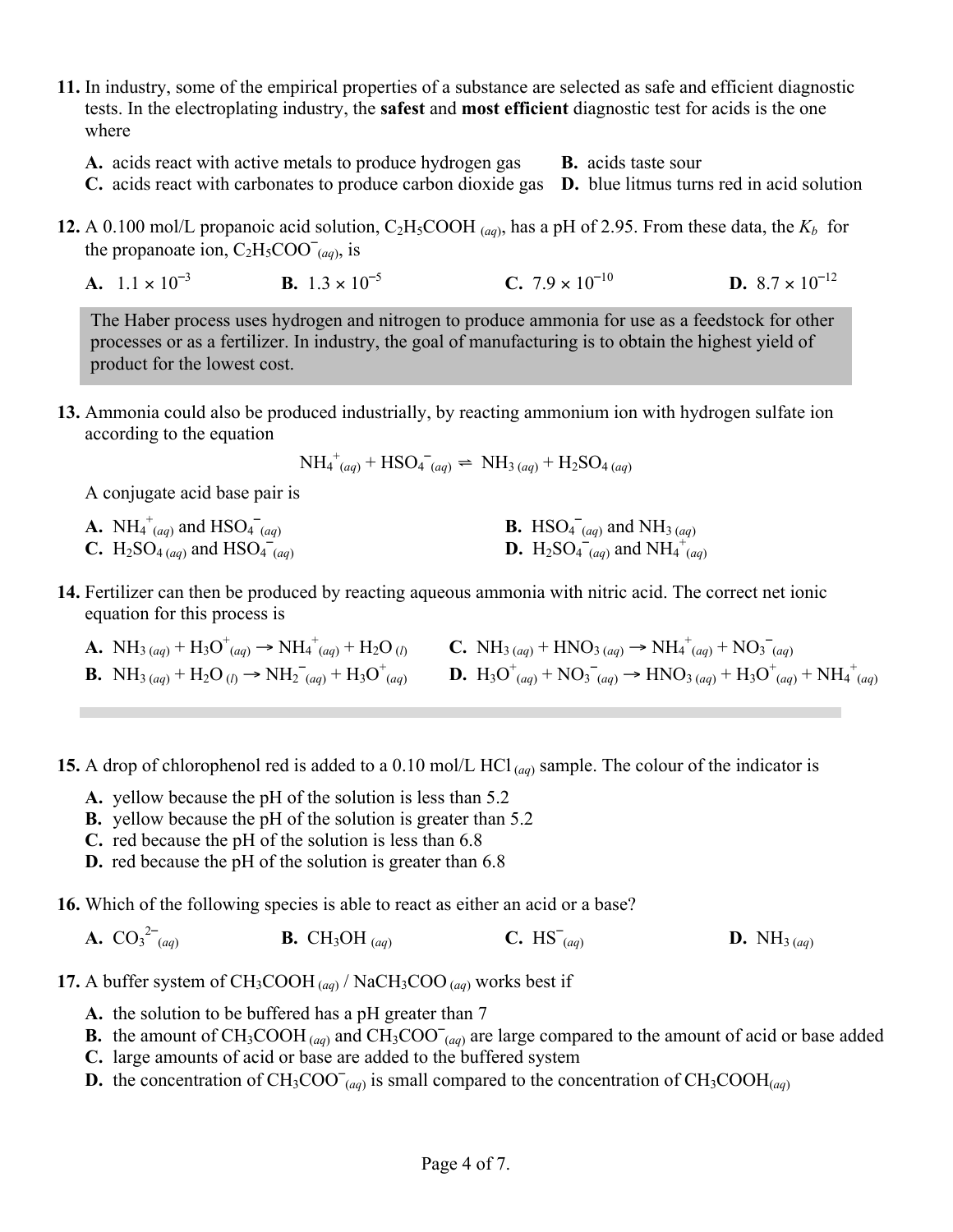**11.** In industry, some of the empirical properties of a substance are selected as safe and efficient diagnostic tests. In the electroplating industry, the **safest** and **most efficient** diagnostic test for acids is the one where

**A.** acids react with active metals to produce hydrogen gas
**B.** acids taste sour
**C.** acids react with carbonates to produce carbon dioxide gas
**D.** blue litmus turns red in acid solution

**12.** A 0.100 mol/L propanoic acid solution, $C_2H_5COOH_{(aq)}$, has a pH of 2.95. From these data, the $K_b$ for the propanoate ion, $C_2H_5COO^-_{(aq)}$, is

**A.** $1.1 \times 10^{-3}$
**B.** $1.3 \times 10^{-5}$
**C.** $7.9 \times 10^{-10}$
**D.** $8.7 \times 10^{-12}$

The Haber process uses hydrogen and nitrogen to produce ammonia for use as a feedstock for other processes or as a fertilizer. In industry, the goal of manufacturing is to obtain the highest yield of product for the lowest cost.

**13.** Ammonia could also be produced industrially, by reacting ammonium ion with hydrogen sulfate ion according to the equation

$$NH_4^+{}_{(aq)} + HSO_4^-{}_{(aq)} \rightleftharpoons NH_{3\,(aq)} + H_2SO_{4\,(aq)}$$

A conjugate acid base pair is

**A.** $NH_4^+{}_{(aq)}$ and $HSO_4^-{}_{(aq)}$
**B.** $HSO_4^-{}_{(aq)}$ and $NH_{3\,(aq)}$
**C.** $H_2SO_{4\,(aq)}$ and $HSO_4^-{}_{(aq)}$
**D.** $H_2SO_4^-{}_{(aq)}$ and $NH_4^+{}_{(aq)}$

**14.** Fertilizer can then be produced by reacting aqueous ammonia with nitric acid. The correct net ionic equation for this process is

**A.** $NH_{3\,(aq)} + H_3O^+{}_{(aq)} \rightarrow NH_4^+{}_{(aq)} + H_2O_{(l)}$
**B.** $NH_{3\,(aq)} + H_2O_{(l)} \rightarrow NH_2^-{}_{(aq)} + H_3O^+{}_{(aq)}$
**C.** $NH_{3\,(aq)} + HNO_{3\,(aq)} \rightarrow NH_4^+{}_{(aq)} + NO_3^-{}_{(aq)}$
**D.** $H_3O^+{}_{(aq)} + NO_3^-{}_{(aq)} \rightarrow HNO_{3\,(aq)} + H_3O^+{}_{(aq)} + NH_4^+{}_{(aq)}$

**15.** A drop of chlorophenol red is added to a 0.10 mol/L $HCl_{(aq)}$ sample. The colour of the indicator is

**A.** yellow because the pH of the solution is less than 5.2
**B.** yellow because the pH of the solution is greater than 5.2
**C.** red because the pH of the solution is less than 6.8
**D.** red because the pH of the solution is greater than 6.8

**16.** Which of the following species is able to react as either an acid or a base?

**A.** $CO_3^{2-}{}_{(aq)}$
**B.** $CH_3OH_{(aq)}$
**C.** $HS^-{}_{(aq)}$
**D.** $NH_{3\,(aq)}$

**17.** A buffer system of $CH_3COOH_{(aq)}$ / $NaCH_3COO_{(aq)}$ works best if

**A.** the solution to be buffered has a pH greater than 7
**B.** the amount of $CH_3COOH_{(aq)}$ and $CH_3COO^-{}_{(aq)}$ are large compared to the amount of acid or base added
**C.** large amounts of acid or base are added to the buffered system
**D.** the concentration of $CH_3COO^-{}_{(aq)}$ is small compared to the concentration of $CH_3COOH_{(aq)}$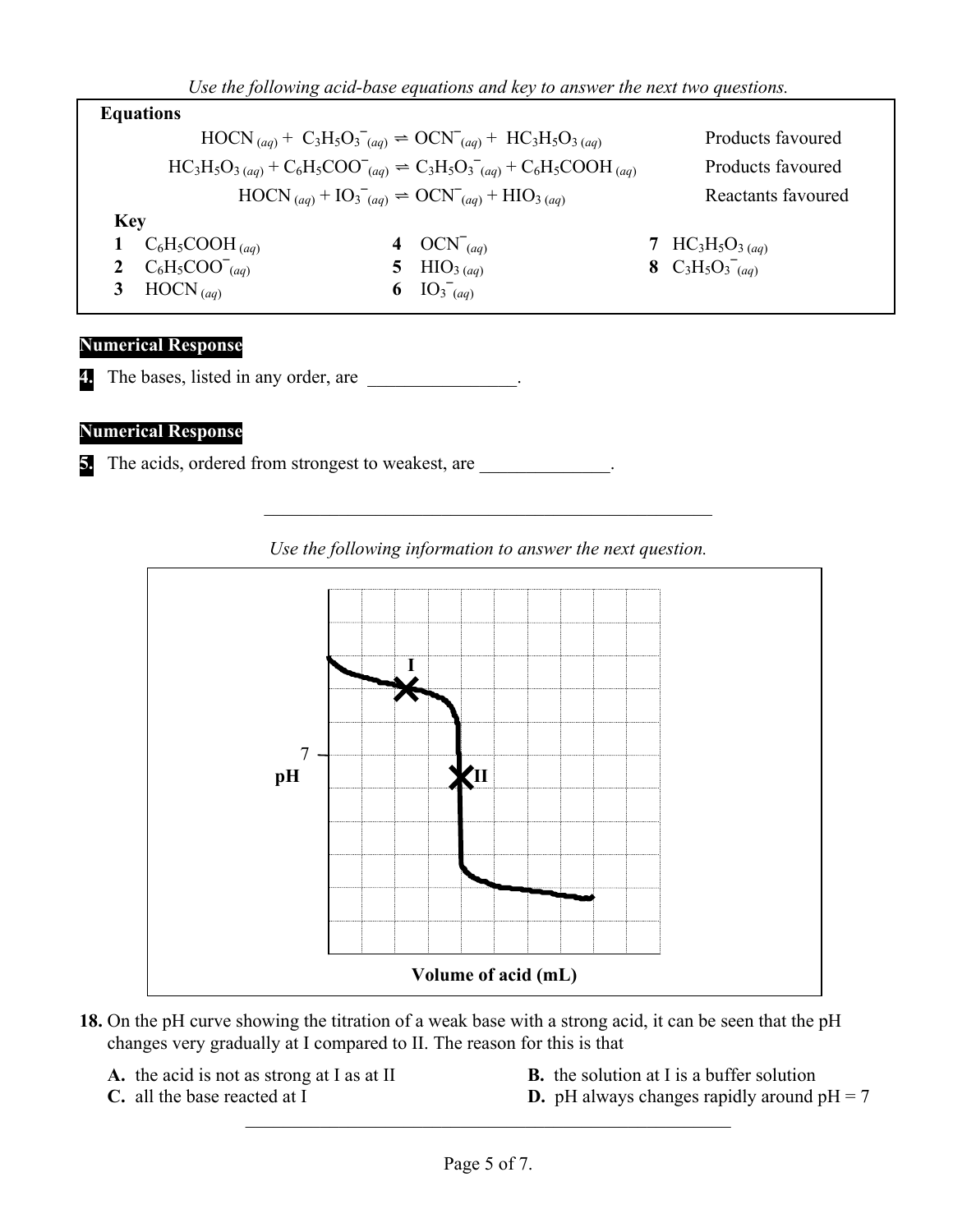*Use the following acid-base equations and key to answer the next two questions.*

**Equations**

| Equation | |
|---|---|
| $HOCN_{(aq)} + C_3H_5O_3^-{}_{(aq)} \rightleftharpoons OCN^-{}_{(aq)} + HC_3H_5O_{3\,(aq)}$ | Products favoured |
| $HC_3H_5O_{3\,(aq)} + C_6H_5COO^-{}_{(aq)} \rightleftharpoons C_3H_5O_3^-{}_{(aq)} + C_6H_5COOH_{(aq)}$ | Products favoured |
| $HOCN_{(aq)} + IO_3^-{}_{(aq)} \rightleftharpoons OCN^-{}_{(aq)} + HIO_{3\,(aq)}$ | Reactants favoured |

**Key**

1 $C_6H_5COOH_{(aq)}$
2 $C_6H_5COO^-{}_{(aq)}$
3 $HOCN_{(aq)}$
4 $OCN^-{}_{(aq)}$
5 $HIO_{3\,(aq)}$
6 $IO_3^-{}_{(aq)}$
7 $HC_3H_5O_{3\,(aq)}$
8 $C_3H_5O_3^-{}_{(aq)}$

**Numerical Response**

**4.** The bases, listed in any order, are ________________.

**Numerical Response**

**5.** The acids, ordered from strongest to weakest, are ______________.

---

*Use the following information to answer the next question.*

pH (7 marked) vs. Volume of acid (mL), with points I and II marked on the curve.

**18.** On the pH curve showing the titration of a weak base with a strong acid, it can be seen that the pH changes very gradually at I compared to II. The reason for this is that

**A.** the acid is not as strong at I as at II
**B.** the solution at I is a buffer solution
**C.** all the base reacted at I
**D.** pH always changes rapidly around pH = 7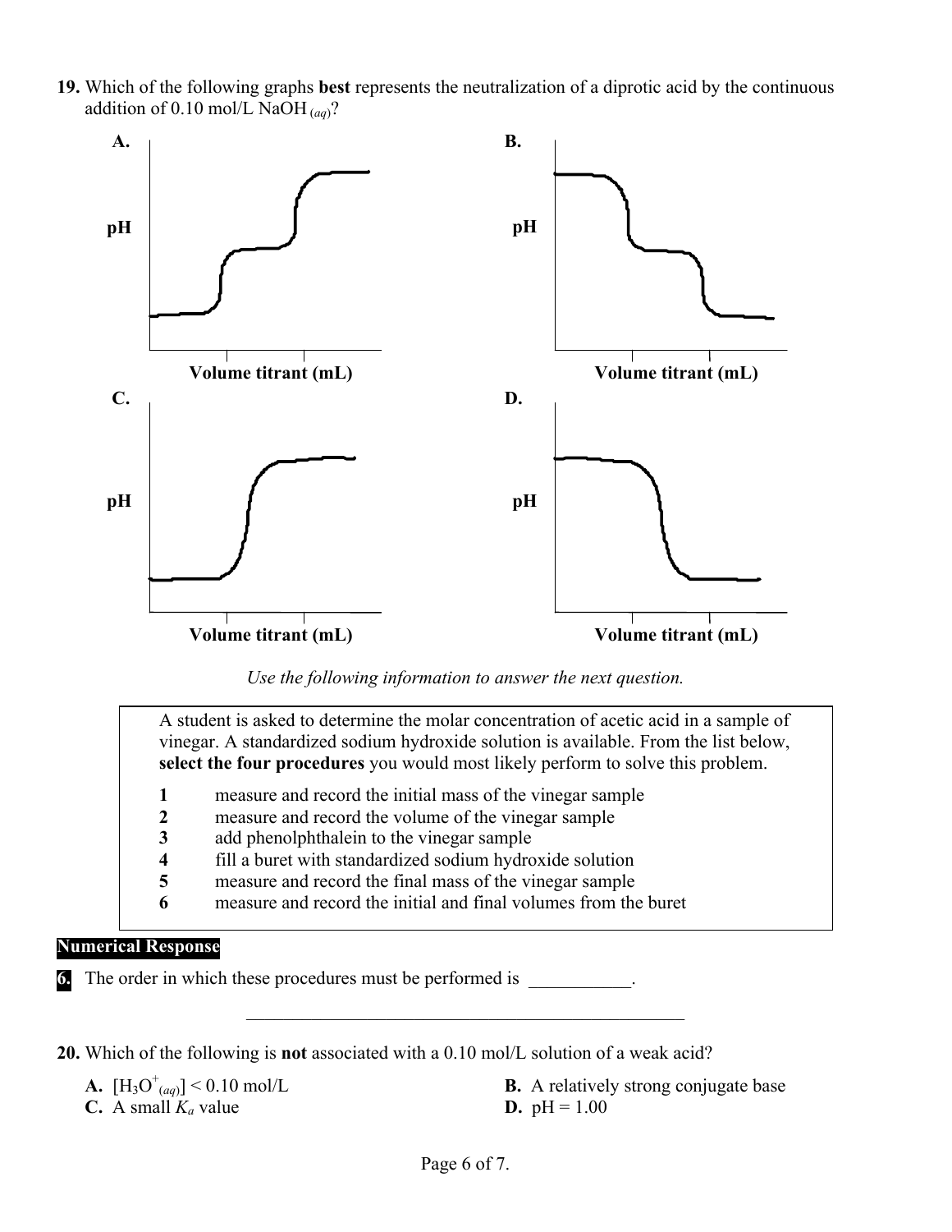**19.** Which of the following graphs **best** represents the neutralization of a diprotic acid by the continuous addition of 0.10 mol/L $NaOH_{(aq)}$?

**A.**

pH

Volume titrant (mL)

**B.**

pH

Volume titrant (mL)

**C.**

pH

Volume titrant (mL)

**D.**

pH

Volume titrant (mL)

*Use the following information to answer the next question.*

A student is asked to determine the molar concentration of acetic acid in a sample of vinegar. A standardized sodium hydroxide solution is available. From the list below, **select the four procedures** you would most likely perform to solve this problem.

| | |
|---|---|
| **1** | measure and record the initial mass of the vinegar sample |
| **2** | measure and record the volume of the vinegar sample |
| **3** | add phenolphthalein to the vinegar sample |
| **4** | fill a buret with standardized sodium hydroxide solution |
| **5** | measure and record the final mass of the vinegar sample |
| **6** | measure and record the initial and final volumes from the buret |

**Numerical Response**

**6.** The order in which these procedures must be performed is \_\_\_\_\_\_\_\_\_\_\_.

---

**20.** Which of the following is **not** associated with a 0.10 mol/L solution of a weak acid?

**A.** $[H_3O^+_{(aq)}] < 0.10$ mol/L

**B.** A relatively strong conjugate base

**C.** A small $K_a$ value

**D.** pH = 1.00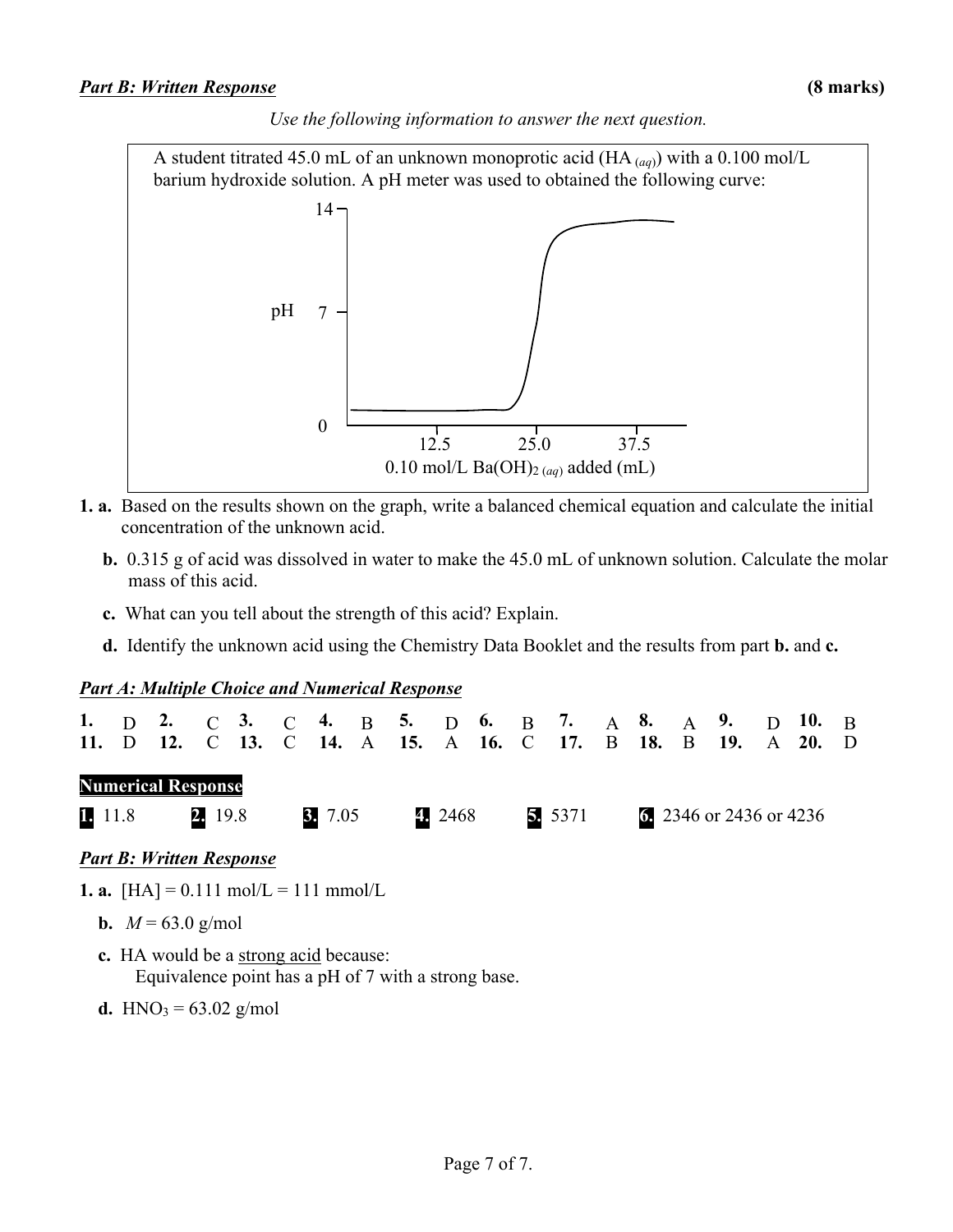***Part B: Written Response*** **(8 marks)**

*Use the following information to answer the next question.*

A student titrated 45.0 mL of an unknown monoprotic acid ($HA_{(aq)}$) with a 0.100 mol/L barium hydroxide solution. A pH meter was used to obtained the following curve:

14
pH 7
0
12.5 25.0 37.5
0.10 mol/L $Ba(OH)_{2\,(aq)}$ added (mL)

**1. a.** Based on the results shown on the graph, write a balanced chemical equation and calculate the initial concentration of the unknown acid.

**b.** 0.315 g of acid was dissolved in water to make the 45.0 mL of unknown solution. Calculate the molar mass of this acid.

**c.** What can you tell about the strength of this acid? Explain.

**d.** Identify the unknown acid using the Chemistry Data Booklet and the results from part **b.** and **c.**

***Part A: Multiple Choice and Numerical Response***

| | | | | | | | | | | | | | | | | | | | |
|---|---|---|---|---|---|---|---|---|---|---|---|---|---|---|---|---|---|---|---|
| **1.** | D | **2.** | C | **3.** | C | **4.** | B | **5.** | D | **6.** | B | **7.** | A | **8.** | A | **9.** | D | **10.** | B |
| **11.** | D | **12.** | C | **13.** | C | **14.** | A | **15.** | A | **16.** | C | **17.** | B | **18.** | B | **19.** | A | **20.** | D |

**Numerical Response**

**1.** 11.8 **2.** 19.8 **3.** 7.05 **4.** 2468 **5.** 5371 **6.** 2346 or 2436 or 4236

***Part B: Written Response***

**1. a.** [HA] = 0.111 mol/L = 111 mmol/L

**b.** $M$ = 63.0 g/mol

**c.** HA would be a <u>strong acid</u> because:
Equivalence point has a pH of 7 with a strong base.

**d.** $HNO_3$ = 63.02 g/mol